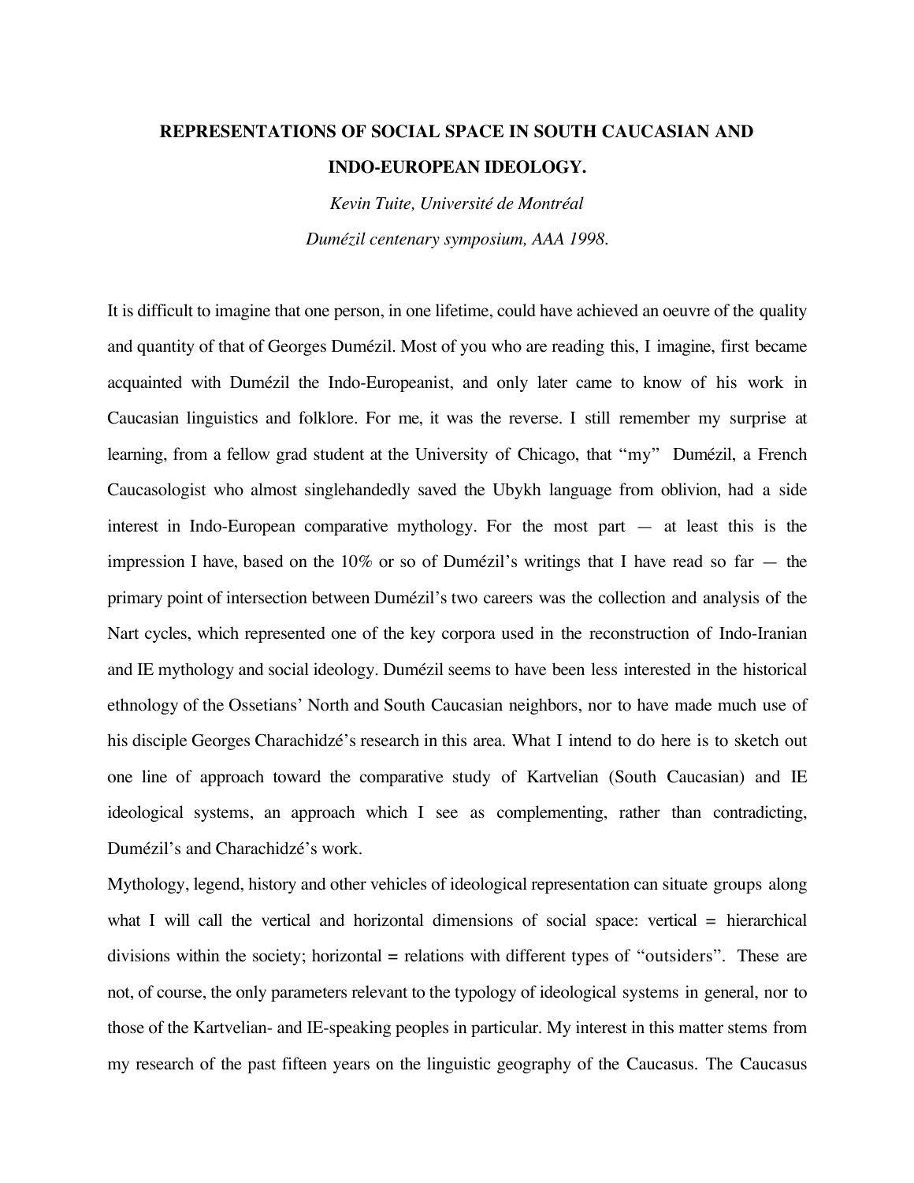# REPRESENTATIONS OF SOCIAL SPACE IN SOUTH CAUCASIAN AND INDO-EUROPEAN IDEOLOGY.

*Kevin Tuite, Université de Montréal*

*Dumézil centenary symposium, AAA 1998.*

It is difficult to imagine that one person, in one lifetime, could have achieved an oeuvre of the quality and quantity of that of Georges Dumézil. Most of you who are reading this, I imagine, first became acquainted with Dumézil the Indo-Europeanist, and only later came to know of his work in Caucasian linguistics and folklore. For me, it was the reverse. I still remember my surprise at learning, from a fellow grad student at the University of Chicago, that "my" Dumézil, a French Caucasologist who almost singlehandedly saved the Ubykh language from oblivion, had a side interest in Indo-European comparative mythology. For the most part — at least this is the impression I have, based on the 10% or so of Dumézil's writings that I have read so far — the primary point of intersection between Dumézil's two careers was the collection and analysis of the Nart cycles, which represented one of the key corpora used in the reconstruction of Indo-Iranian and IE mythology and social ideology. Dumézil seems to have been less interested in the historical ethnology of the Ossetians' North and South Caucasian neighbors, nor to have made much use of his disciple Georges Charachidzé's research in this area. What I intend to do here is to sketch out one line of approach toward the comparative study of Kartvelian (South Caucasian) and IE ideological systems, an approach which I see as complementing, rather than contradicting, Dumézil's and Charachidzé's work.

Mythology, legend, history and other vehicles of ideological representation can situate groups along what I will call the vertical and horizontal dimensions of social space: vertical = hierarchical divisions within the society; horizontal = relations with different types of "outsiders". These are not, of course, the only parameters relevant to the typology of ideological systems in general, nor to those of the Kartvelian- and IE-speaking peoples in particular. My interest in this matter stems from my research of the past fifteen years on the linguistic geography of the Caucasus. The Caucasus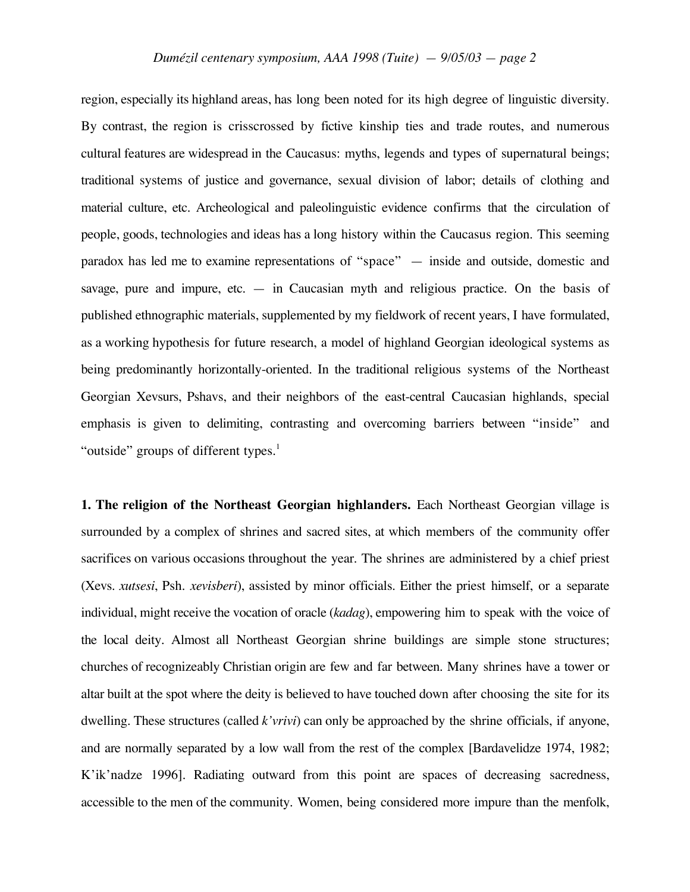region, especially its highland areas, has long been noted for its high degree of linguistic diversity. By contrast, the region is crisscrossed by fictive kinship ties and trade routes, and numerous cultural features are widespread in the Caucasus: myths, legends and types of supernatural beings; traditional systems of justice and governance, sexual division of labor; details of clothing and material culture, etc. Archeological and paleolinguistic evidence confirms that the circulation of people, goods, technologies and ideas has a long history within the Caucasus region. This seeming paradox has led me to examine representations of "space" — inside and outside, domestic and savage, pure and impure, etc. — in Caucasian myth and religious practice. On the basis of published ethnographic materials, supplemented by my fieldwork of recent years, I have formulated, as a working hypothesis for future research, a model of highland Georgian ideological systems as being predominantly horizontally-oriented. In the traditional religious systems of the Northeast Georgian Xevsurs, Pshavs, and their neighbors of the east-central Caucasian highlands, special emphasis is given to delimiting, contrasting and overcoming barriers between "inside" and "outside" groups of different types.[1]

**1. The religion of the Northeast Georgian highlanders.** Each Northeast Georgian village is surrounded by a complex of shrines and sacred sites, at which members of the community offer sacrifices on various occasions throughout the year. The shrines are administered by a chief priest (Xevs. *xutsesi*, Psh. *xevisberi*), assisted by minor officials. Either the priest himself, or a separate individual, might receive the vocation of oracle (*kadag*), empowering him to speak with the voice of the local deity. Almost all Northeast Georgian shrine buildings are simple stone structures; churches of recognizeably Christian origin are few and far between. Many shrines have a tower or altar built at the spot where the deity is believed to have touched down after choosing the site for its dwelling. These structures (called *k'vrivi*) can only be approached by the shrine officials, if anyone, and are normally separated by a low wall from the rest of the complex [Bardavelidze 1974, 1982; K'ik'nadze 1996]. Radiating outward from this point are spaces of decreasing sacredness, accessible to the men of the community. Women, being considered more impure than the menfolk,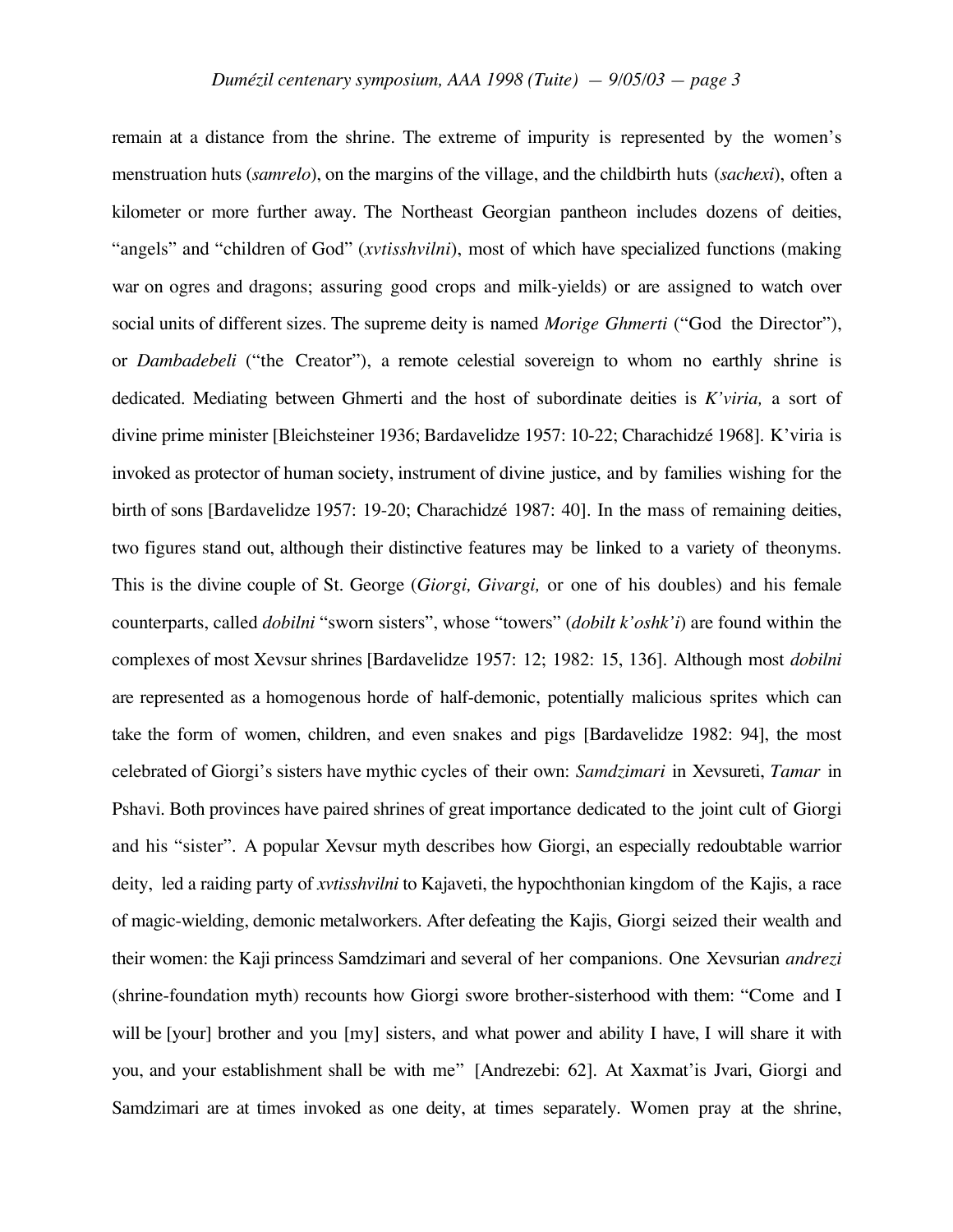remain at a distance from the shrine. The extreme of impurity is represented by the women's menstruation huts (*samrelo*), on the margins of the village, and the childbirth huts (*sachexi*), often a kilometer or more further away. The Northeast Georgian pantheon includes dozens of deities, "angels" and "children of God" (*xvtisshvilni*), most of which have specialized functions (making war on ogres and dragons; assuring good crops and milk-yields) or are assigned to watch over social units of different sizes. The supreme deity is named *Morige Ghmerti* ("God the Director"), or *Dambadebeli* ("the Creator"), a remote celestial sovereign to whom no earthly shrine is dedicated. Mediating between Ghmerti and the host of subordinate deities is *K'viria,* a sort of divine prime minister [Bleichsteiner 1936; Bardavelidze 1957: 10-22; Charachidzé 1968]. K'viria is invoked as protector of human society, instrument of divine justice, and by families wishing for the birth of sons [Bardavelidze 1957: 19-20; Charachidzé 1987: 40]. In the mass of remaining deities, two figures stand out, although their distinctive features may be linked to a variety of theonyms. This is the divine couple of St. George (*Giorgi, Givargi,* or one of his doubles) and his female counterparts, called *dobilni* "sworn sisters", whose "towers" (*dobilt k'oshk'i*) are found within the complexes of most Xevsur shrines [Bardavelidze 1957: 12; 1982: 15, 136]. Although most *dobilni* are represented as a homogenous horde of half-demonic, potentially malicious sprites which can take the form of women, children, and even snakes and pigs [Bardavelidze 1982: 94], the most celebrated of Giorgi's sisters have mythic cycles of their own: *Samdzimari* in Xevsureti, *Tamar* in Pshavi. Both provinces have paired shrines of great importance dedicated to the joint cult of Giorgi and his "sister". A popular Xevsur myth describes how Giorgi, an especially redoubtable warrior deity, led a raiding party of *xvtisshvilni* to Kajaveti, the hypochthonian kingdom of the Kajis, a race of magic-wielding, demonic metalworkers. After defeating the Kajis, Giorgi seized their wealth and their women: the Kaji princess Samdzimari and several of her companions. One Xevsurian *andrezi* (shrine-foundation myth) recounts how Giorgi swore brother-sisterhood with them: "Come and I will be [your] brother and you [my] sisters, and what power and ability I have, I will share it with you, and your establishment shall be with me" [Andrezebi: 62]. At Xaxmat'is Jvari, Giorgi and Samdzimari are at times invoked as one deity, at times separately. Women pray at the shrine,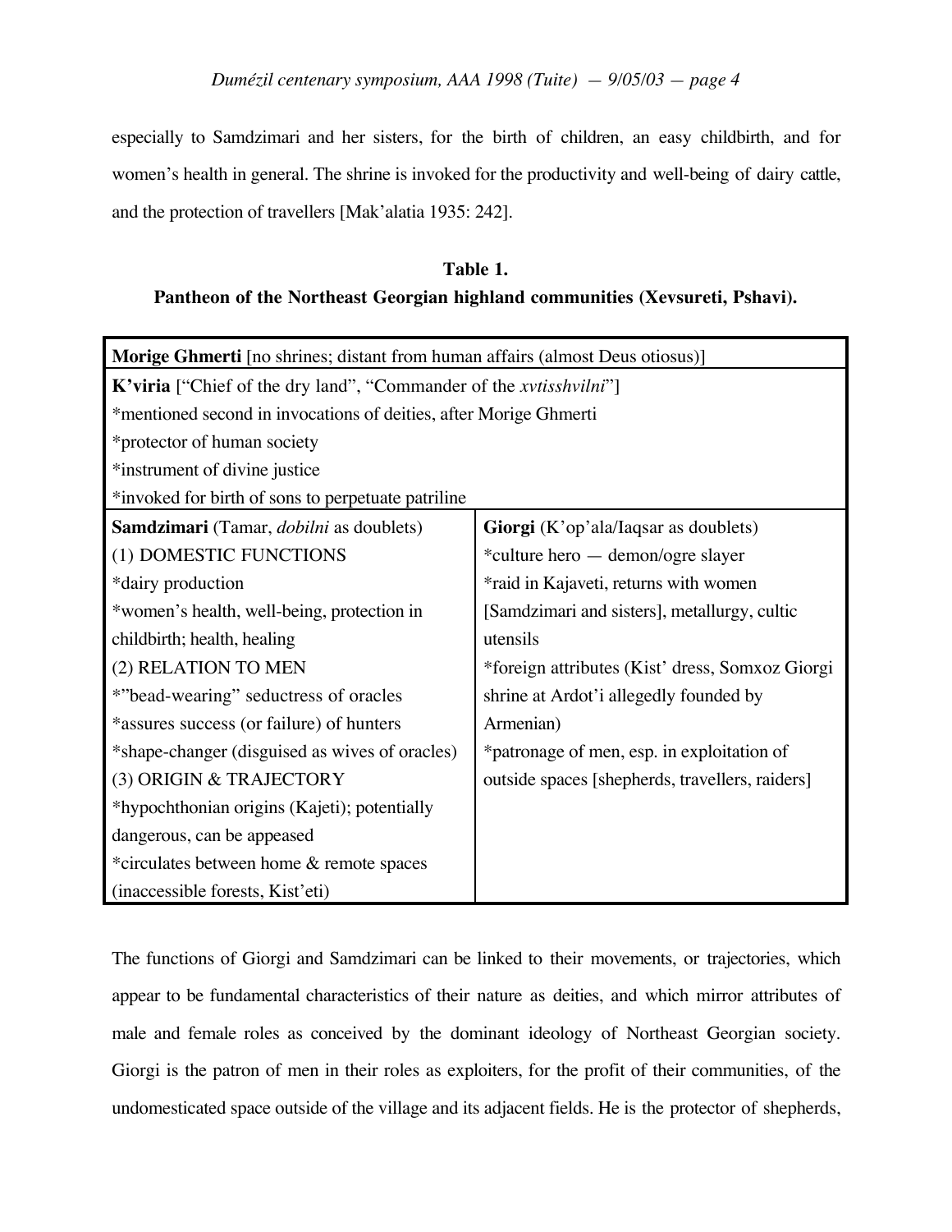especially to Samdzimari and her sisters, for the birth of children, an easy childbirth, and for women's health in general. The shrine is invoked for the productivity and well-being of dairy cattle, and the protection of travellers [Mak'alatia 1935: 242].

**Table 1.**
**Pantheon of the Northeast Georgian highland communities (Xevsureti, Pshavi).**

| | |
|---|---|
| **Morige Ghmerti** [no shrines; distant from human affairs (almost Deus otiosus)] | |
| **K'viria** ["Chief of the dry land", "Commander of the *xvtisshvilni*"]<br>*mentioned second in invocations of deities, after Morige Ghmerti<br>*protector of human society<br>*instrument of divine justice<br>*invoked for birth of sons to perpetuate patriline | |
| **Samdzimari** (Tamar, *dobilni* as doublets)<br>(1) DOMESTIC FUNCTIONS<br>*dairy production<br>*women's health, well-being, protection in childbirth; health, healing<br>(2) RELATION TO MEN<br>*"bead-wearing" seductress of oracles<br>*assures success (or failure) of hunters<br>*shape-changer (disguised as wives of oracles)<br>(3) ORIGIN & TRAJECTORY<br>*hypochthonian origins (Kajeti); potentially dangerous, can be appeased<br>*circulates between home & remote spaces (inaccessible forests, Kist'eti) | **Giorgi** (K'op'ala/Iaqsar as doublets)<br>*culture hero — demon/ogre slayer<br>*raid in Kajaveti, returns with women [Samdzimari and sisters], metallurgy, cultic utensils<br>*foreign attributes (Kist' dress, Somxoz Giorgi shrine at Ardot'i allegedly founded by Armenian)<br>*patronage of men, esp. in exploitation of outside spaces [shepherds, travellers, raiders] |

The functions of Giorgi and Samdzimari can be linked to their movements, or trajectories, which appear to be fundamental characteristics of their nature as deities, and which mirror attributes of male and female roles as conceived by the dominant ideology of Northeast Georgian society. Giorgi is the patron of men in their roles as exploiters, for the profit of their communities, of the undomesticated space outside of the village and its adjacent fields. He is the protector of shepherds,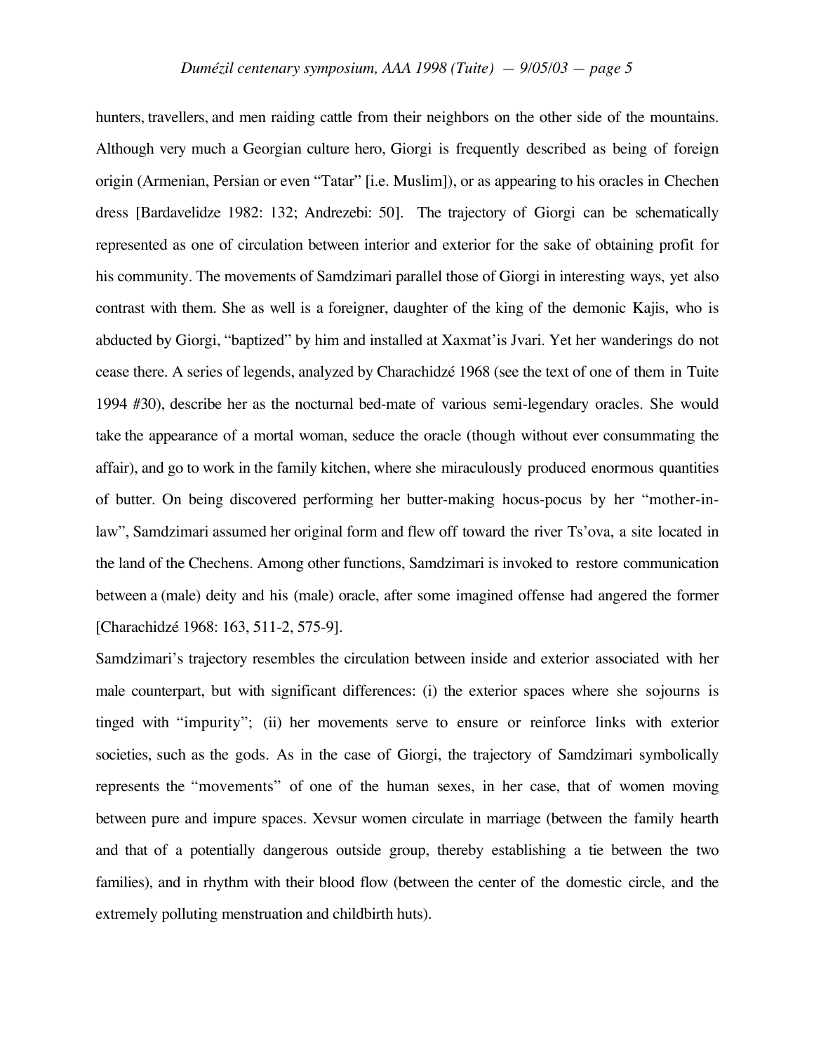hunters, travellers, and men raiding cattle from their neighbors on the other side of the mountains. Although very much a Georgian culture hero, Giorgi is frequently described as being of foreign origin (Armenian, Persian or even "Tatar" [i.e. Muslim]), or as appearing to his oracles in Chechen dress [Bardavelidze 1982: 132; Andrezebi: 50]. The trajectory of Giorgi can be schematically represented as one of circulation between interior and exterior for the sake of obtaining profit for his community. The movements of Samdzimari parallel those of Giorgi in interesting ways, yet also contrast with them. She as well is a foreigner, daughter of the king of the demonic Kajis, who is abducted by Giorgi, "baptized" by him and installed at Xaxmat'is Jvari. Yet her wanderings do not cease there. A series of legends, analyzed by Charachidzé 1968 (see the text of one of them in Tuite 1994 #30), describe her as the nocturnal bed-mate of various semi-legendary oracles. She would take the appearance of a mortal woman, seduce the oracle (though without ever consummating the affair), and go to work in the family kitchen, where she miraculously produced enormous quantities of butter. On being discovered performing her butter-making hocus-pocus by her "mother-in-law", Samdzimari assumed her original form and flew off toward the river Ts'ova, a site located in the land of the Chechens. Among other functions, Samdzimari is invoked to restore communication between a (male) deity and his (male) oracle, after some imagined offense had angered the former [Charachidzé 1968: 163, 511-2, 575-9].

Samdzimari's trajectory resembles the circulation between inside and exterior associated with her male counterpart, but with significant differences: (i) the exterior spaces where she sojourns is tinged with "impurity"; (ii) her movements serve to ensure or reinforce links with exterior societies, such as the gods. As in the case of Giorgi, the trajectory of Samdzimari symbolically represents the "movements" of one of the human sexes, in her case, that of women moving between pure and impure spaces. Xevsur women circulate in marriage (between the family hearth and that of a potentially dangerous outside group, thereby establishing a tie between the two families), and in rhythm with their blood flow (between the center of the domestic circle, and the extremely polluting menstruation and childbirth huts).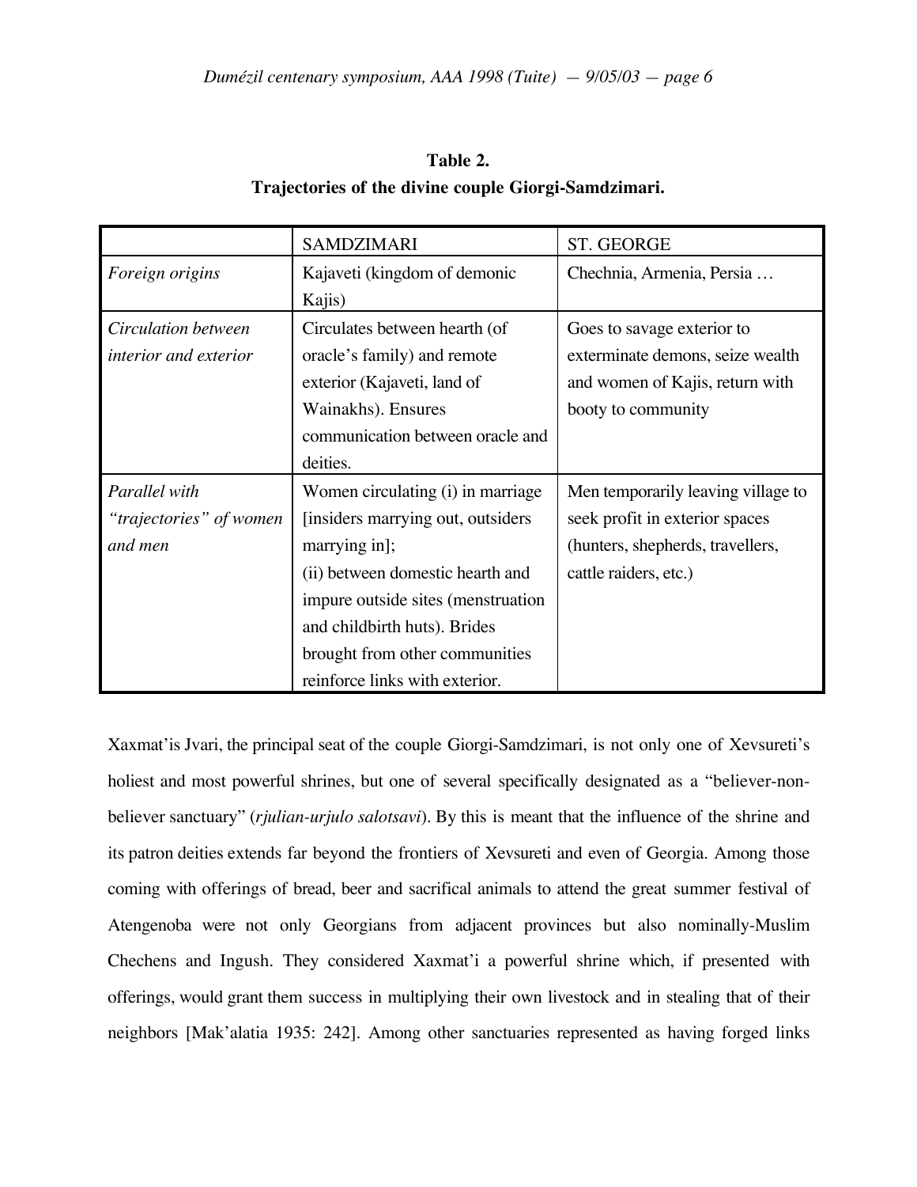**Table 2.**
**Trajectories of the divine couple Giorgi-Samdzimari.**

| | SAMDZIMARI | ST. GEORGE |
|---|---|---|
| *Foreign origins* | Kajaveti (kingdom of demonic Kajis) | Chechnia, Armenia, Persia … |
| *Circulation between interior and exterior* | Circulates between hearth (of oracle's family) and remote exterior (Kajaveti, land of Wainakhs). Ensures communication between oracle and deities. | Goes to savage exterior to exterminate demons, seize wealth and women of Kajis, return with booty to community |
| *Parallel with "trajectories" of women and men* | Women circulating (i) in marriage [insiders marrying out, outsiders marrying in]; (ii) between domestic hearth and impure outside sites (menstruation and childbirth huts). Brides brought from other communities reinforce links with exterior. | Men temporarily leaving village to seek profit in exterior spaces (hunters, shepherds, travellers, cattle raiders, etc.) |

Xaxmat'is Jvari, the principal seat of the couple Giorgi-Samdzimari, is not only one of Xevsureti's holiest and most powerful shrines, but one of several specifically designated as a "believer-non-believer sanctuary" (*rjulian-urjulo salotsavi*). By this is meant that the influence of the shrine and its patron deities extends far beyond the frontiers of Xevsureti and even of Georgia. Among those coming with offerings of bread, beer and sacrifical animals to attend the great summer festival of Atengenoba were not only Georgians from adjacent provinces but also nominally-Muslim Chechens and Ingush. They considered Xaxmat'i a powerful shrine which, if presented with offerings, would grant them success in multiplying their own livestock and in stealing that of their neighbors [Mak'alatia 1935: 242]. Among other sanctuaries represented as having forged links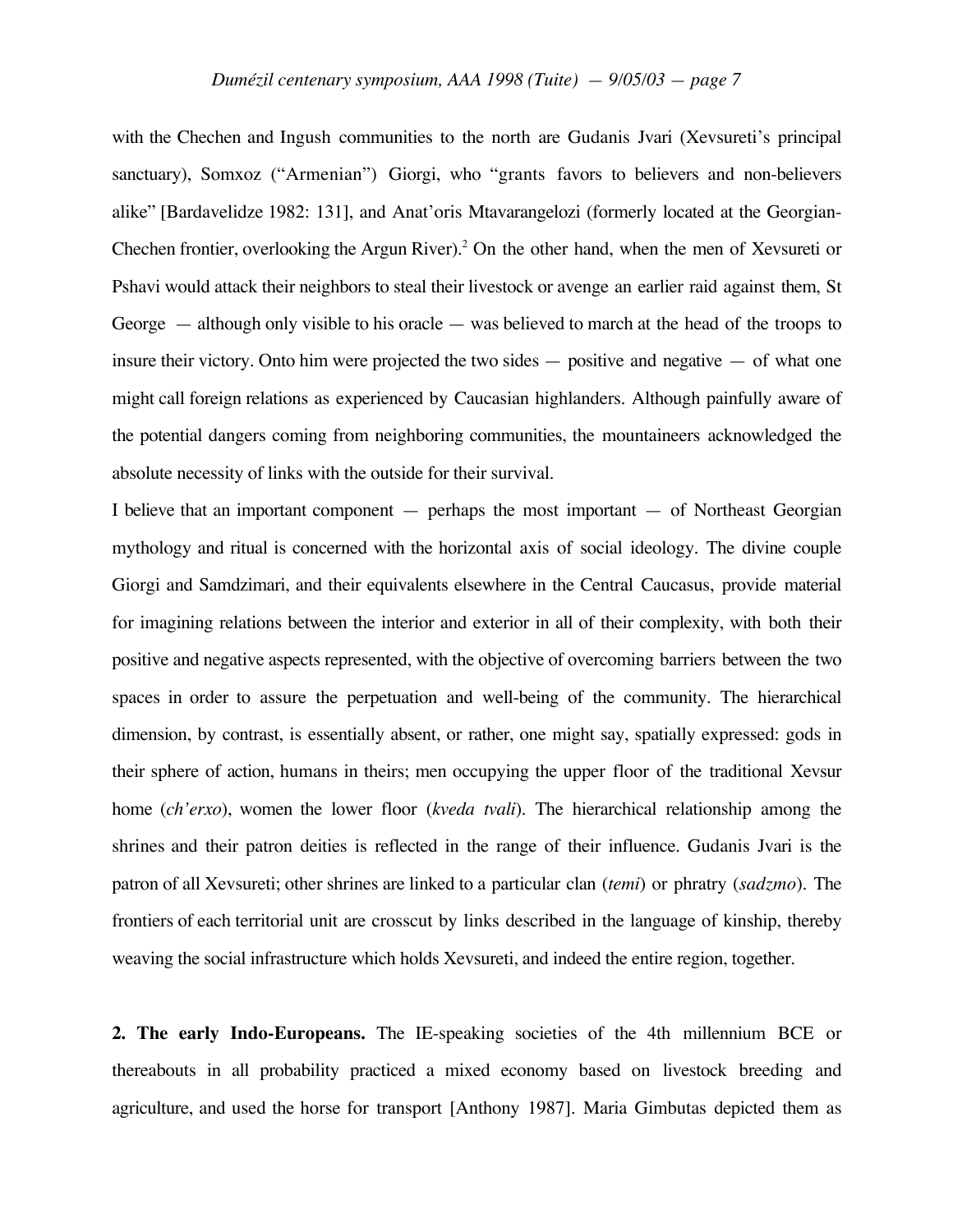with the Chechen and Ingush communities to the north are Gudanis Jvari (Xevsureti's principal sanctuary), Somxoz ("Armenian") Giorgi, who "grants favors to believers and non-believers alike" [Bardavelidze 1982: 131], and Anat'oris Mtavarangelozi (formerly located at the Georgian-Chechen frontier, overlooking the Argun River).[2] On the other hand, when the men of Xevsureti or Pshavi would attack their neighbors to steal their livestock or avenge an earlier raid against them, St George — although only visible to his oracle — was believed to march at the head of the troops to insure their victory. Onto him were projected the two sides — positive and negative — of what one might call foreign relations as experienced by Caucasian highlanders. Although painfully aware of the potential dangers coming from neighboring communities, the mountaineers acknowledged the absolute necessity of links with the outside for their survival.

I believe that an important component — perhaps the most important — of Northeast Georgian mythology and ritual is concerned with the horizontal axis of social ideology. The divine couple Giorgi and Samdzimari, and their equivalents elsewhere in the Central Caucasus, provide material for imagining relations between the interior and exterior in all of their complexity, with both their positive and negative aspects represented, with the objective of overcoming barriers between the two spaces in order to assure the perpetuation and well-being of the community. The hierarchical dimension, by contrast, is essentially absent, or rather, one might say, spatially expressed: gods in their sphere of action, humans in theirs; men occupying the upper floor of the traditional Xevsur home (*ch'erxo*), women the lower floor (*kveda tvali*). The hierarchical relationship among the shrines and their patron deities is reflected in the range of their influence. Gudanis Jvari is the patron of all Xevsureti; other shrines are linked to a particular clan (*temi*) or phratry (*sadzmo*). The frontiers of each territorial unit are crosscut by links described in the language of kinship, thereby weaving the social infrastructure which holds Xevsureti, and indeed the entire region, together.

**2. The early Indo-Europeans.** The IE-speaking societies of the 4th millennium BCE or thereabouts in all probability practiced a mixed economy based on livestock breeding and agriculture, and used the horse for transport [Anthony 1987]. Maria Gimbutas depicted them as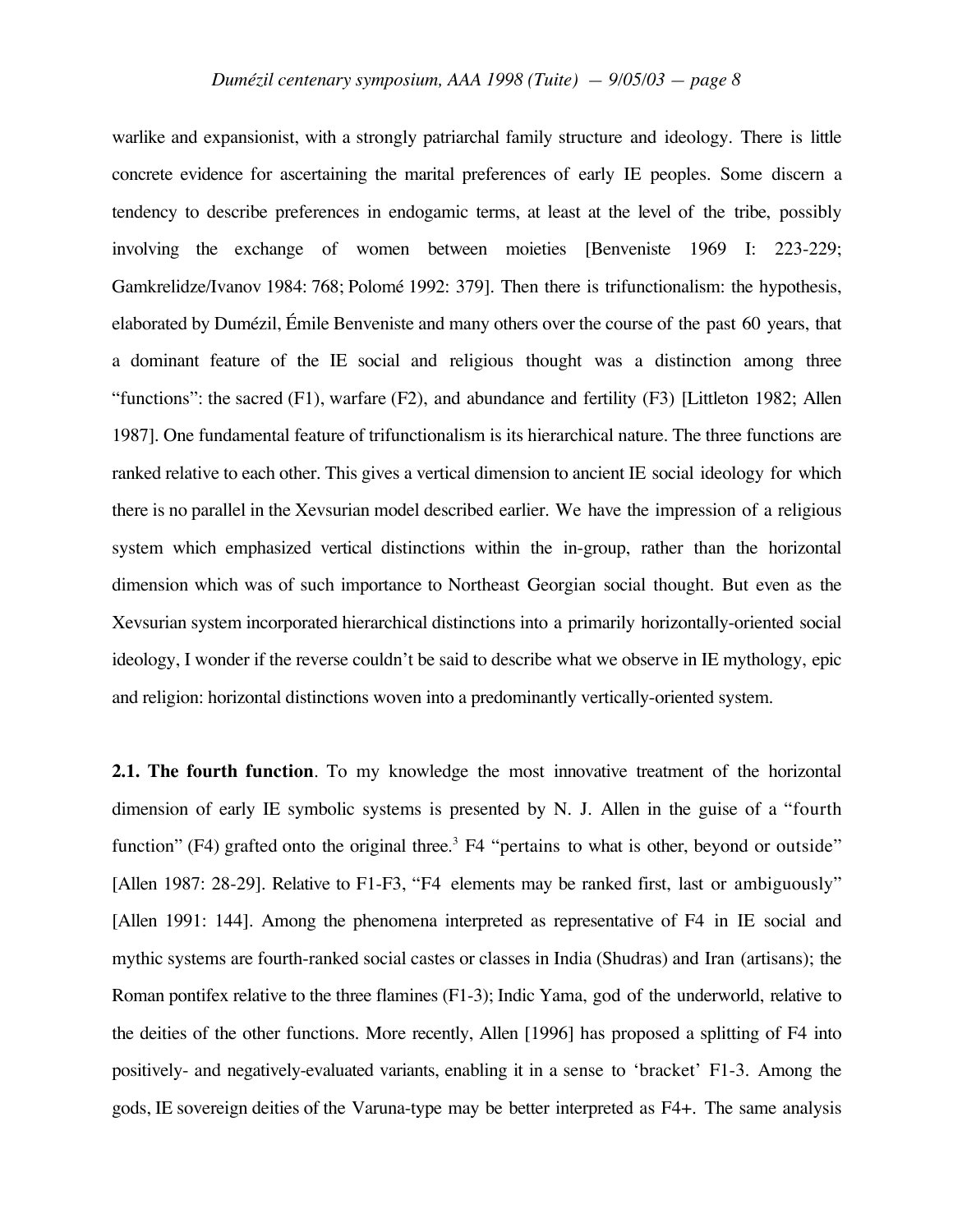warlike and expansionist, with a strongly patriarchal family structure and ideology. There is little concrete evidence for ascertaining the marital preferences of early IE peoples. Some discern a tendency to describe preferences in endogamic terms, at least at the level of the tribe, possibly involving the exchange of women between moieties [Benveniste 1969 I: 223-229; Gamkrelidze/Ivanov 1984: 768; Polomé 1992: 379]. Then there is trifunctionalism: the hypothesis, elaborated by Dumézil, Émile Benveniste and many others over the course of the past 60 years, that a dominant feature of the IE social and religious thought was a distinction among three "functions": the sacred (F1), warfare (F2), and abundance and fertility (F3) [Littleton 1982; Allen 1987]. One fundamental feature of trifunctionalism is its hierarchical nature. The three functions are ranked relative to each other. This gives a vertical dimension to ancient IE social ideology for which there is no parallel in the Xevsurian model described earlier. We have the impression of a religious system which emphasized vertical distinctions within the in-group, rather than the horizontal dimension which was of such importance to Northeast Georgian social thought. But even as the Xevsurian system incorporated hierarchical distinctions into a primarily horizontally-oriented social ideology, I wonder if the reverse couldn't be said to describe what we observe in IE mythology, epic and religion: horizontal distinctions woven into a predominantly vertically-oriented system.

**2.1. The fourth function**. To my knowledge the most innovative treatment of the horizontal dimension of early IE symbolic systems is presented by N. J. Allen in the guise of a "fourth function" (F4) grafted onto the original three.[3] F4 "pertains to what is other, beyond or outside" [Allen 1987: 28-29]. Relative to F1-F3, "F4 elements may be ranked first, last or ambiguously" [Allen 1991: 144]. Among the phenomena interpreted as representative of F4 in IE social and mythic systems are fourth-ranked social castes or classes in India (Shudras) and Iran (artisans); the Roman pontifex relative to the three flamines (F1-3); Indic Yama, god of the underworld, relative to the deities of the other functions. More recently, Allen [1996] has proposed a splitting of F4 into positively- and negatively-evaluated variants, enabling it in a sense to 'bracket' F1-3. Among the gods, IE sovereign deities of the Varuna-type may be better interpreted as F4+. The same analysis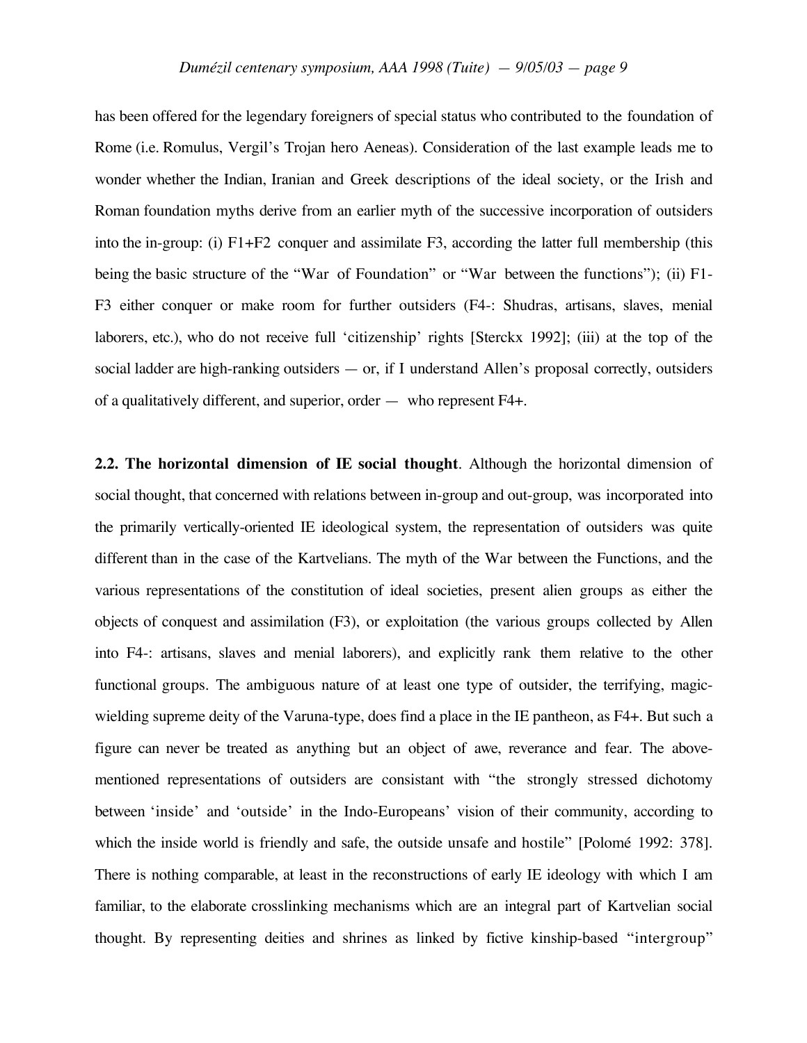has been offered for the legendary foreigners of special status who contributed to the foundation of Rome (i.e. Romulus, Vergil's Trojan hero Aeneas). Consideration of the last example leads me to wonder whether the Indian, Iranian and Greek descriptions of the ideal society, or the Irish and Roman foundation myths derive from an earlier myth of the successive incorporation of outsiders into the in-group: (i) F1+F2 conquer and assimilate F3, according the latter full membership (this being the basic structure of the "War of Foundation" or "War between the functions"); (ii) F1-F3 either conquer or make room for further outsiders (F4-: Shudras, artisans, slaves, menial laborers, etc.), who do not receive full 'citizenship' rights [Sterckx 1992]; (iii) at the top of the social ladder are high-ranking outsiders — or, if I understand Allen's proposal correctly, outsiders of a qualitatively different, and superior, order — who represent F4+.

**2.2. The horizontal dimension of IE social thought**. Although the horizontal dimension of social thought, that concerned with relations between in-group and out-group, was incorporated into the primarily vertically-oriented IE ideological system, the representation of outsiders was quite different than in the case of the Kartvelians. The myth of the War between the Functions, and the various representations of the constitution of ideal societies, present alien groups as either the objects of conquest and assimilation (F3), or exploitation (the various groups collected by Allen into F4-: artisans, slaves and menial laborers), and explicitly rank them relative to the other functional groups. The ambiguous nature of at least one type of outsider, the terrifying, magic-wielding supreme deity of the Varuna-type, does find a place in the IE pantheon, as F4+. But such a figure can never be treated as anything but an object of awe, reverance and fear. The above-mentioned representations of outsiders are consistant with "the strongly stressed dichotomy between 'inside' and 'outside' in the Indo-Europeans' vision of their community, according to which the inside world is friendly and safe, the outside unsafe and hostile" [Polomé 1992: 378]. There is nothing comparable, at least in the reconstructions of early IE ideology with which I am familiar, to the elaborate crosslinking mechanisms which are an integral part of Kartvelian social thought. By representing deities and shrines as linked by fictive kinship-based "intergroup"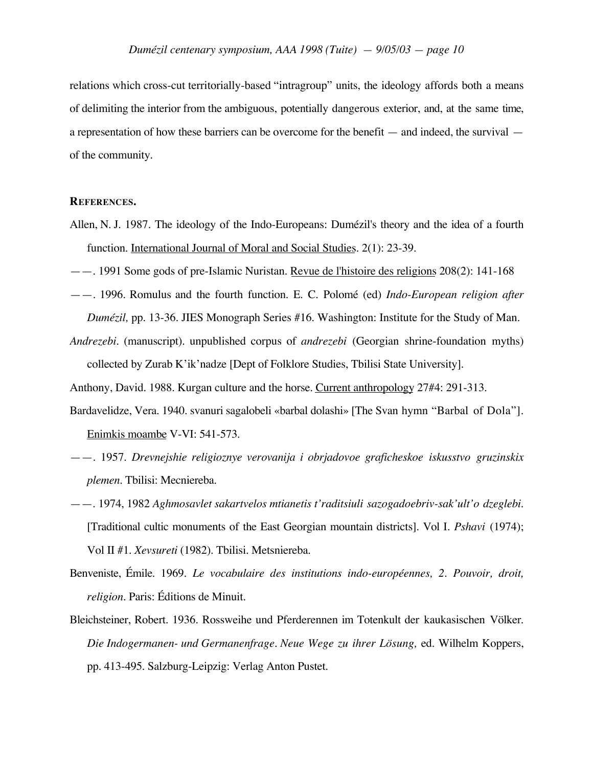relations which cross-cut territorially-based "intragroup" units, the ideology affords both a means of delimiting the interior from the ambiguous, potentially dangerous exterior, and, at the same time, a representation of how these barriers can be overcome for the benefit — and indeed, the survival — of the community.

**REFERENCES.**

Allen, N. J. 1987. The ideology of the Indo-Europeans: Dumézil's theory and the idea of a fourth function. International Journal of Moral and Social Studies. 2(1): 23-39.

——. 1991 Some gods of pre-Islamic Nuristan. Revue de l'histoire des religions 208(2): 141-168

——. 1996. Romulus and the fourth function. E. C. Polomé (ed) *Indo-European religion after Dumézil,* pp. 13-36. JIES Monograph Series #16. Washington: Institute for the Study of Man.

*Andrezebi*. (manuscript). unpublished corpus of *andrezebi* (Georgian shrine-foundation myths) collected by Zurab K'ik'nadze [Dept of Folklore Studies, Tbilisi State University].

Anthony, David. 1988. Kurgan culture and the horse. Current anthropology 27#4: 291-313.

Bardavelidze, Vera. 1940. svanuri sagalobeli «barbal dolashi» [The Svan hymn "Barbal of Dola"]. Enimkis moambe V-VI: 541-573.

——. 1957. *Drevnejshie religioznye verovanija i obrjadovoe graficheskoe iskusstvo gruzinskix plemen*. Tbilisi: Mecniereba.

——. 1974, 1982 *Aghmosavlet sakartvelos mtianetis t'raditsiuli sazogadoebriv-sak'ult'o dzeglebi*. [Traditional cultic monuments of the East Georgian mountain districts]. Vol I. *Pshavi* (1974); Vol II #1. *Xevsureti* (1982). Tbilisi. Metsniereba.

Benveniste, Émile. 1969. *Le vocabulaire des institutions indo-européennes, 2. Pouvoir, droit, religion*. Paris: Éditions de Minuit.

Bleichsteiner, Robert. 1936. Rossweihe und Pferderennen im Totenkult der kaukasischen Völker. *Die Indogermanen- und Germanenfrage. Neue Wege zu ihrer Lösung,* ed. Wilhelm Koppers, pp. 413-495. Salzburg-Leipzig: Verlag Anton Pustet.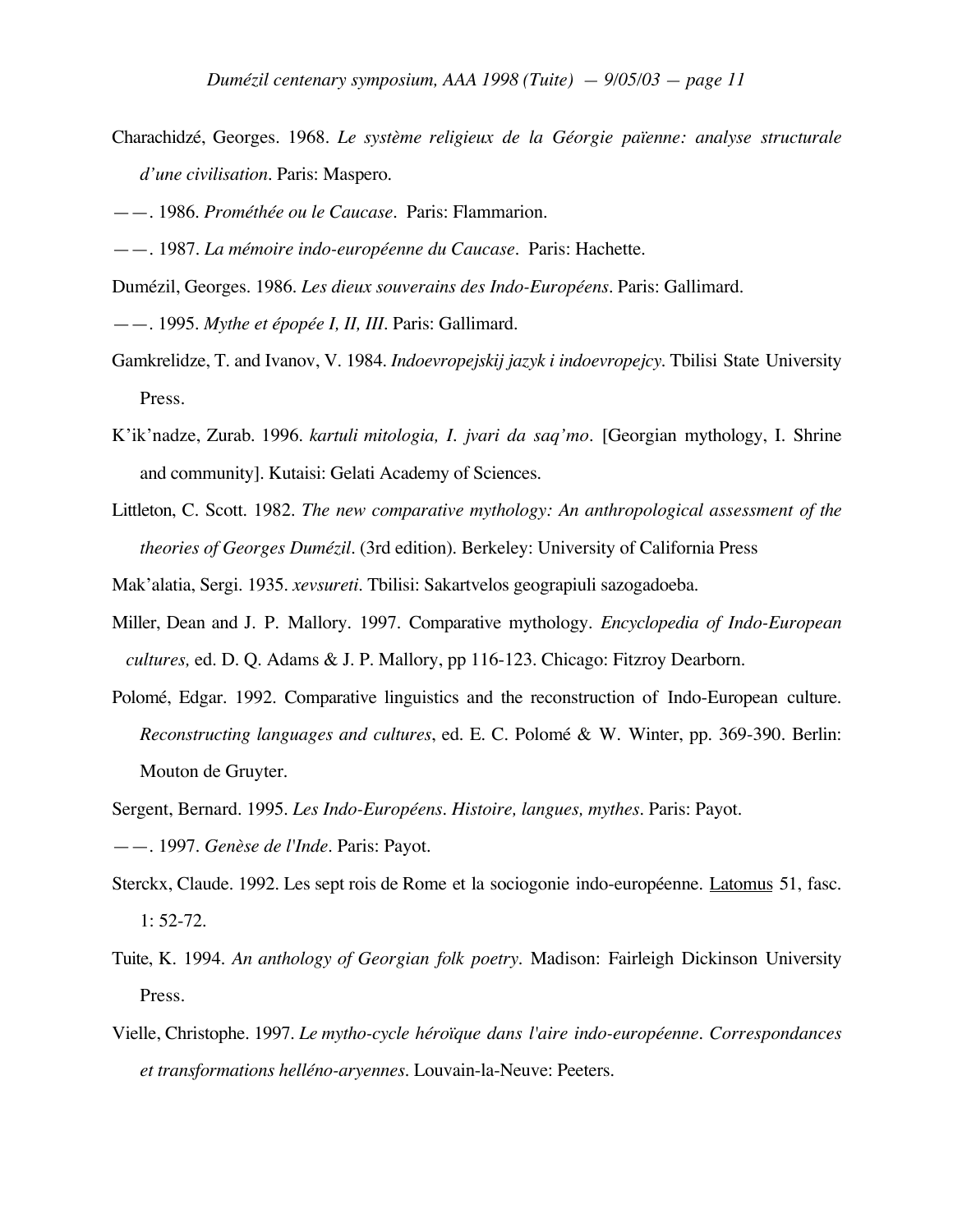Charachidzé, Georges. 1968. *Le système religieux de la Géorgie païenne: analyse structurale d'une civilisation*. Paris: Maspero.

——. 1986. *Prométhée ou le Caucase*. Paris: Flammarion.

——. 1987. *La mémoire indo-européenne du Caucase*. Paris: Hachette.

Dumézil, Georges. 1986. *Les dieux souverains des Indo-Européens*. Paris: Gallimard.

——. 1995. *Mythe et épopée I, II, III*. Paris: Gallimard.

Gamkrelidze, T. and Ivanov, V. 1984. *Indoevropejskij jazyk i indoevropejcy*. Tbilisi State University Press.

K'ik'nadze, Zurab. 1996. *kartuli mitologia, I. jvari da saq'mo*. [Georgian mythology, I. Shrine and community]. Kutaisi: Gelati Academy of Sciences.

Littleton, C. Scott. 1982. *The new comparative mythology: An anthropological assessment of the theories of Georges Dumézil*. (3rd edition). Berkeley: University of California Press

Mak'alatia, Sergi. 1935. *xevsureti*. Tbilisi: Sakartvelos geograpiuli sazogadoeba.

Miller, Dean and J. P. Mallory. 1997. Comparative mythology. *Encyclopedia of Indo-European cultures,* ed. D. Q. Adams & J. P. Mallory, pp 116-123. Chicago: Fitzroy Dearborn.

Polomé, Edgar. 1992. Comparative linguistics and the reconstruction of Indo-European culture. *Reconstructing languages and cultures*, ed. E. C. Polomé & W. Winter, pp. 369-390. Berlin: Mouton de Gruyter.

Sergent, Bernard. 1995. *Les Indo-Européens. Histoire, langues, mythes*. Paris: Payot.

——. 1997. *Genèse de l'Inde*. Paris: Payot.

Sterckx, Claude. 1992. Les sept rois de Rome et la sociogonie indo-européenne. Latomus 51, fasc. 1: 52-72.

Tuite, K. 1994. *An anthology of Georgian folk poetry*. Madison: Fairleigh Dickinson University Press.

Vielle, Christophe. 1997. *Le mytho-cycle héroïque dans l'aire indo-européenne. Correspondances et transformations helléno-aryennes*. Louvain-la-Neuve: Peeters.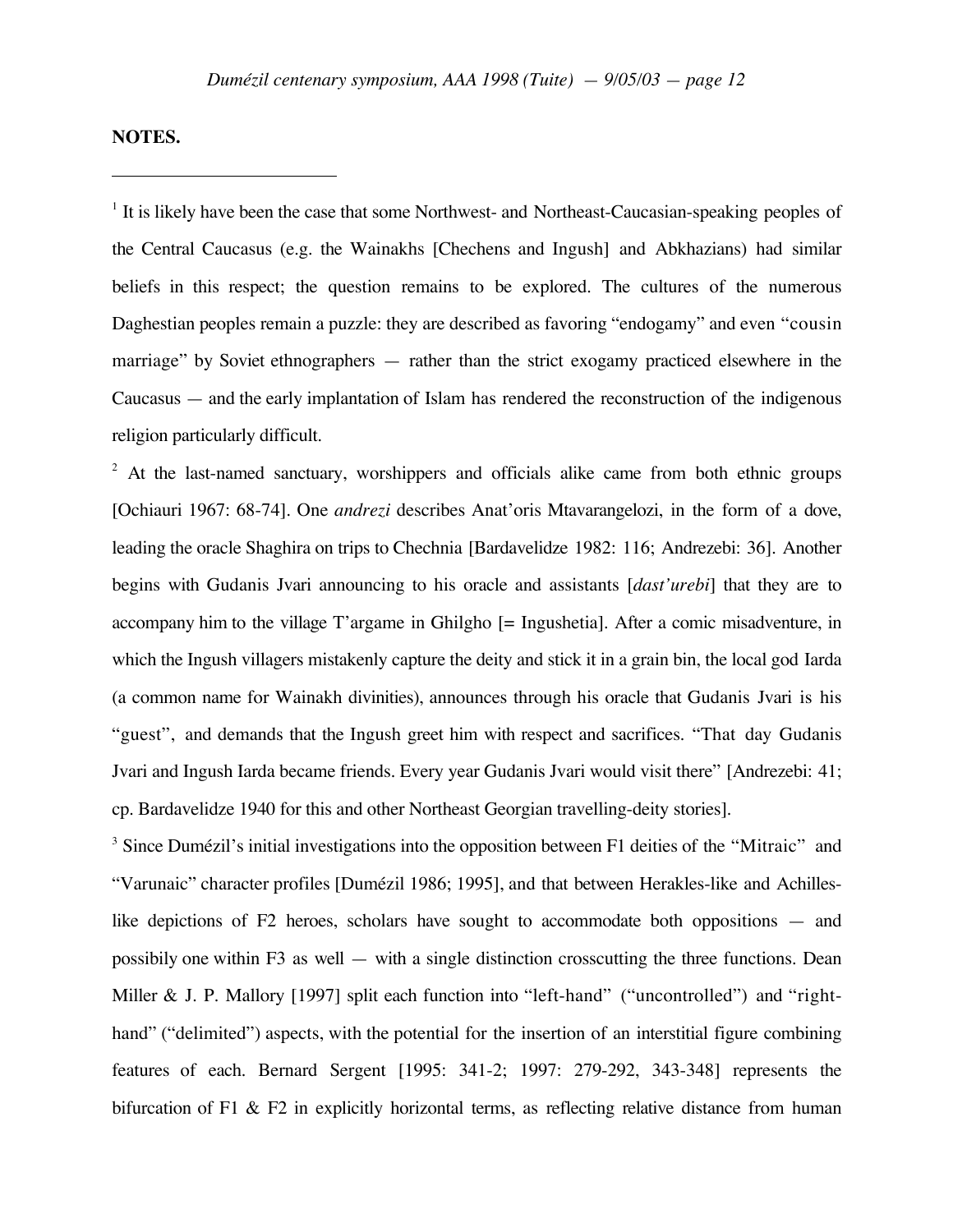## NOTES.

---

[1] It is likely have been the case that some Northwest- and Northeast-Caucasian-speaking peoples of the Central Caucasus (e.g. the Wainakhs [Chechens and Ingush] and Abkhazians) had similar beliefs in this respect; the question remains to be explored. The cultures of the numerous Daghestian peoples remain a puzzle: they are described as favoring "endogamy" and even "cousin marriage" by Soviet ethnographers — rather than the strict exogamy practiced elsewhere in the Caucasus — and the early implantation of Islam has rendered the reconstruction of the indigenous religion particularly difficult.

[2] At the last-named sanctuary, worshippers and officials alike came from both ethnic groups [Ochiauri 1967: 68-74]. One *andrezi* describes Anat'oris Mtavarangelozi, in the form of a dove, leading the oracle Shaghira on trips to Chechnia [Bardavelidze 1982: 116; Andrezebi: 36]. Another begins with Gudanis Jvari announcing to his oracle and assistants [*dast'urebi*] that they are to accompany him to the village T'argame in Ghilgho [= Ingushetia]. After a comic misadventure, in which the Ingush villagers mistakenly capture the deity and stick it in a grain bin, the local god Iarda (a common name for Wainakh divinities), announces through his oracle that Gudanis Jvari is his "guest", and demands that the Ingush greet him with respect and sacrifices. "That day Gudanis Jvari and Ingush Iarda became friends. Every year Gudanis Jvari would visit there" [Andrezebi: 41; cp. Bardavelidze 1940 for this and other Northeast Georgian travelling-deity stories].

[3] Since Dumézil's initial investigations into the opposition between F1 deities of the "Mitraic" and "Varunaic" character profiles [Dumézil 1986; 1995], and that between Herakles-like and Achilles-like depictions of F2 heroes, scholars have sought to accommodate both oppositions — and possibily one within F3 as well — with a single distinction crosscutting the three functions. Dean Miller & J. P. Mallory [1997] split each function into "left-hand" ("uncontrolled") and "right-hand" ("delimited") aspects, with the potential for the insertion of an interstitial figure combining features of each. Bernard Sergent [1995: 341-2; 1997: 279-292, 343-348] represents the bifurcation of F1 & F2 in explicitly horizontal terms, as reflecting relative distance from human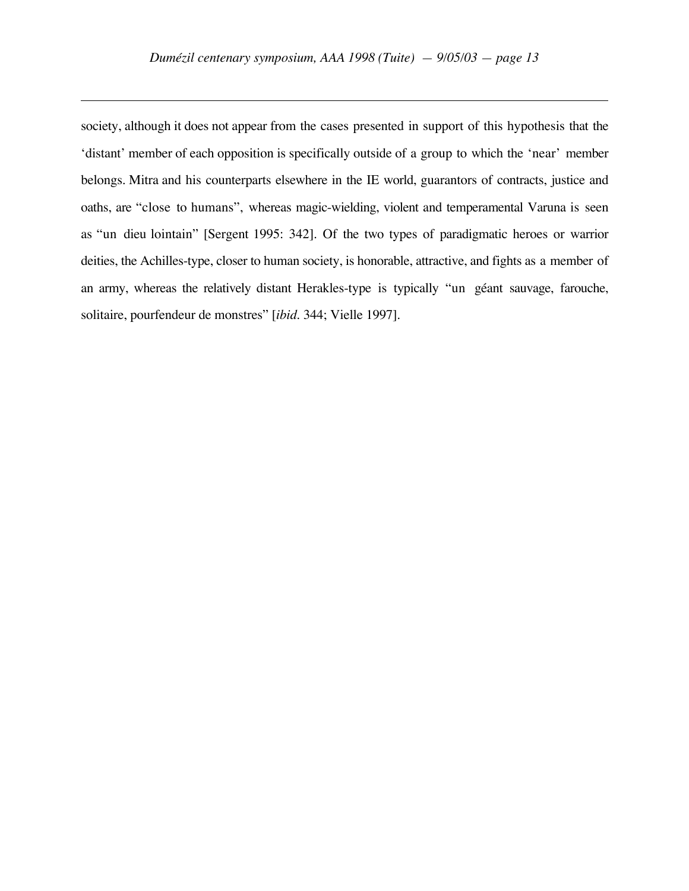society, although it does not appear from the cases presented in support of this hypothesis that the 'distant' member of each opposition is specifically outside of a group to which the 'near' member belongs. Mitra and his counterparts elsewhere in the IE world, guarantors of contracts, justice and oaths, are "close to humans", whereas magic-wielding, violent and temperamental Varuna is seen as "un dieu lointain" [Sergent 1995: 342]. Of the two types of paradigmatic heroes or warrior deities, the Achilles-type, closer to human society, is honorable, attractive, and fights as a member of an army, whereas the relatively distant Herakles-type is typically "un géant sauvage, farouche, solitaire, pourfendeur de monstres" [*ibid.* 344; Vielle 1997].